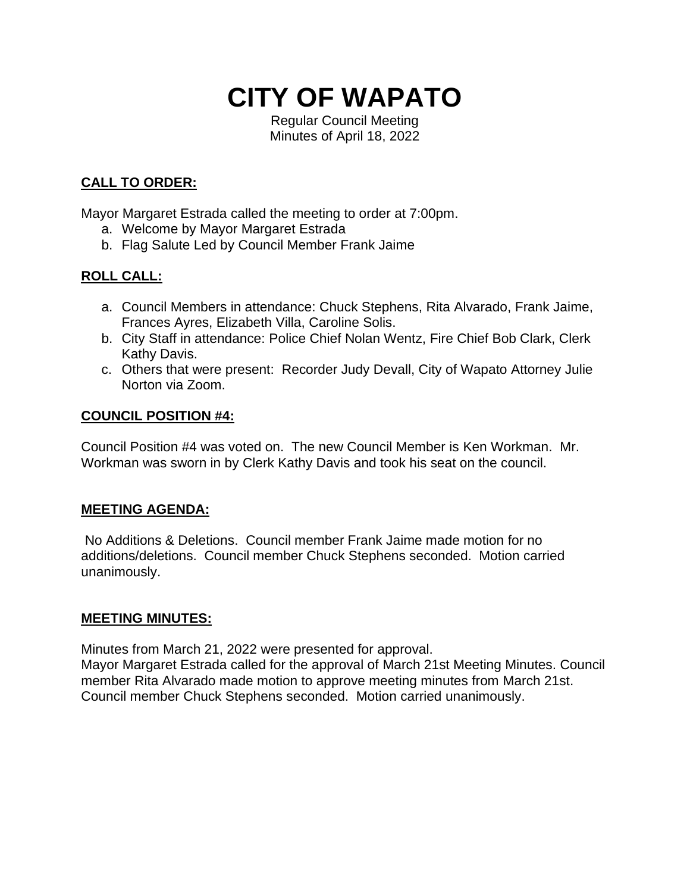# CITY OF WAPATO

Regular Council Meeting
Minutes of April 18, 2022

## CALL TO ORDER:

Mayor Margaret Estrada called the meeting to order at 7:00pm.

a. Welcome by Mayor Margaret Estrada
b. Flag Salute Led by Council Member Frank Jaime

## ROLL CALL:

a. Council Members in attendance: Chuck Stephens, Rita Alvarado, Frank Jaime, Frances Ayres, Elizabeth Villa, Caroline Solis.
b. City Staff in attendance: Police Chief Nolan Wentz, Fire Chief Bob Clark, Clerk Kathy Davis.
c. Others that were present: Recorder Judy Devall, City of Wapato Attorney Julie Norton via Zoom.

## COUNCIL POSITION #4:

Council Position #4 was voted on. The new Council Member is Ken Workman. Mr. Workman was sworn in by Clerk Kathy Davis and took his seat on the council.

## MEETING AGENDA:

No Additions & Deletions. Council member Frank Jaime made motion for no additions/deletions. Council member Chuck Stephens seconded. Motion carried unanimously.

## MEETING MINUTES:

Minutes from March 21, 2022 were presented for approval.
Mayor Margaret Estrada called for the approval of March 21st Meeting Minutes. Council member Rita Alvarado made motion to approve meeting minutes from March 21st. Council member Chuck Stephens seconded. Motion carried unanimously.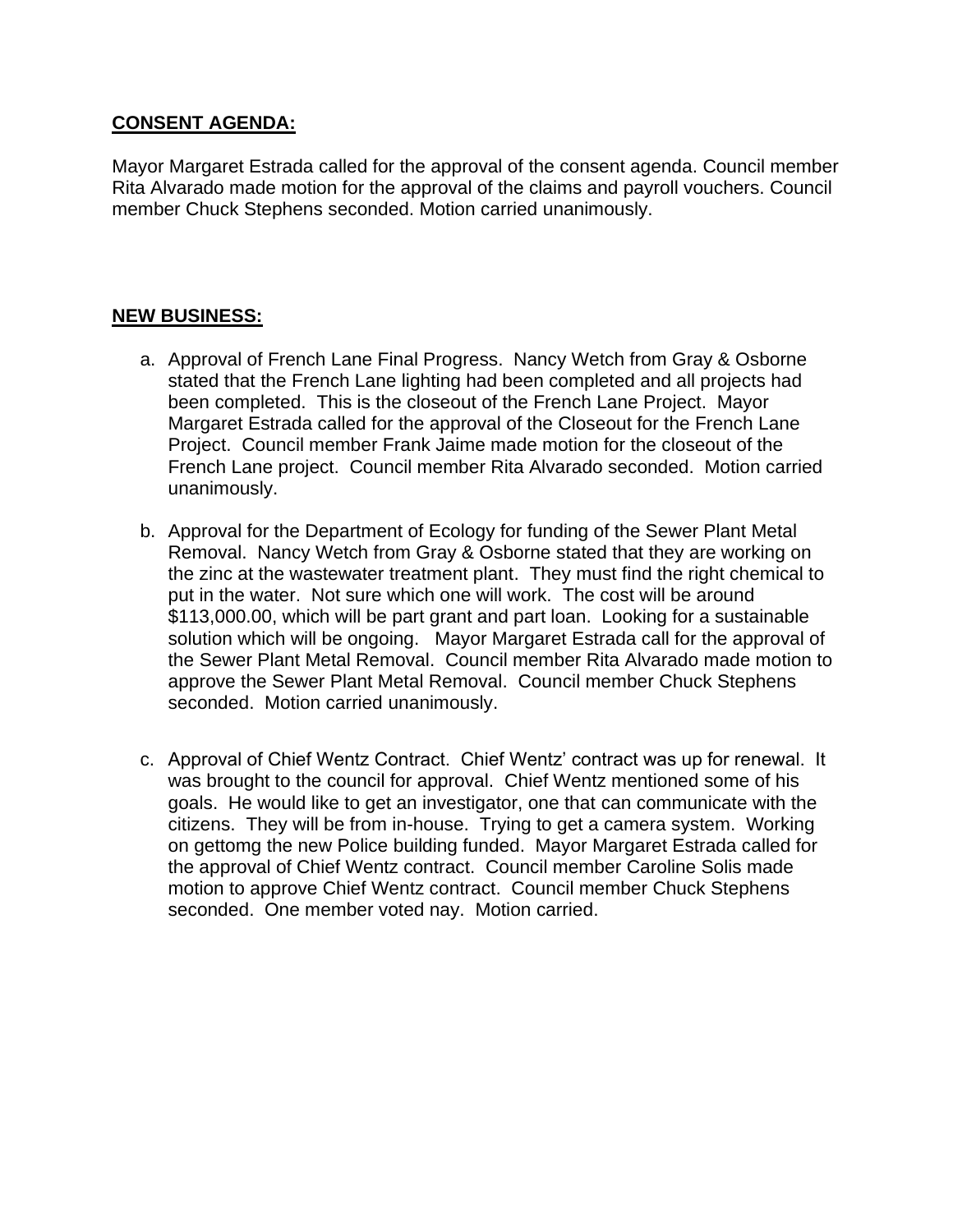**CONSENT AGENDA:**

Mayor Margaret Estrada called for the approval of the consent agenda. Council member Rita Alvarado made motion for the approval of the claims and payroll vouchers. Council member Chuck Stephens seconded. Motion carried unanimously.

**NEW BUSINESS:**

a. Approval of French Lane Final Progress. Nancy Wetch from Gray & Osborne stated that the French Lane lighting had been completed and all projects had been completed. This is the closeout of the French Lane Project. Mayor Margaret Estrada called for the approval of the Closeout for the French Lane Project. Council member Frank Jaime made motion for the closeout of the French Lane project. Council member Rita Alvarado seconded. Motion carried unanimously.

b. Approval for the Department of Ecology for funding of the Sewer Plant Metal Removal. Nancy Wetch from Gray & Osborne stated that they are working on the zinc at the wastewater treatment plant. They must find the right chemical to put in the water. Not sure which one will work. The cost will be around $113,000.00, which will be part grant and part loan. Looking for a sustainable solution which will be ongoing. Mayor Margaret Estrada call for the approval of the Sewer Plant Metal Removal. Council member Rita Alvarado made motion to approve the Sewer Plant Metal Removal. Council member Chuck Stephens seconded. Motion carried unanimously.

c. Approval of Chief Wentz Contract. Chief Wentz' contract was up for renewal. It was brought to the council for approval. Chief Wentz mentioned some of his goals. He would like to get an investigator, one that can communicate with the citizens. They will be from in-house. Trying to get a camera system. Working on gettomg the new Police building funded. Mayor Margaret Estrada called for the approval of Chief Wentz contract. Council member Caroline Solis made motion to approve Chief Wentz contract. Council member Chuck Stephens seconded. One member voted nay. Motion carried.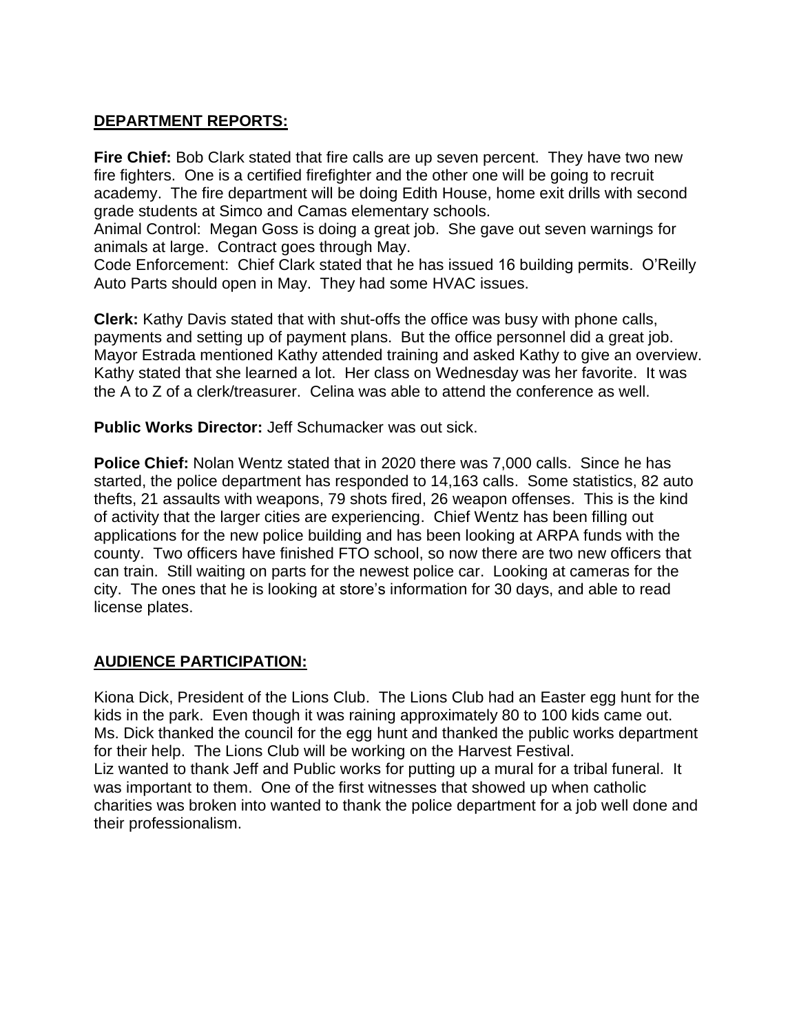## DEPARTMENT REPORTS:

**Fire Chief:** Bob Clark stated that fire calls are up seven percent. They have two new fire fighters. One is a certified firefighter and the other one will be going to recruit academy. The fire department will be doing Edith House, home exit drills with second grade students at Simco and Camas elementary schools.
Animal Control: Megan Goss is doing a great job. She gave out seven warnings for animals at large. Contract goes through May.
Code Enforcement: Chief Clark stated that he has issued 16 building permits. O'Reilly Auto Parts should open in May. They had some HVAC issues.

**Clerk:** Kathy Davis stated that with shut-offs the office was busy with phone calls, payments and setting up of payment plans. But the office personnel did a great job. Mayor Estrada mentioned Kathy attended training and asked Kathy to give an overview. Kathy stated that she learned a lot. Her class on Wednesday was her favorite. It was the A to Z of a clerk/treasurer. Celina was able to attend the conference as well.

**Public Works Director:** Jeff Schumacker was out sick.

**Police Chief:** Nolan Wentz stated that in 2020 there was 7,000 calls. Since he has started, the police department has responded to 14,163 calls. Some statistics, 82 auto thefts, 21 assaults with weapons, 79 shots fired, 26 weapon offenses. This is the kind of activity that the larger cities are experiencing. Chief Wentz has been filling out applications for the new police building and has been looking at ARPA funds with the county. Two officers have finished FTO school, so now there are two new officers that can train. Still waiting on parts for the newest police car. Looking at cameras for the city. The ones that he is looking at store's information for 30 days, and able to read license plates.

## AUDIENCE PARTICIPATION:

Kiona Dick, President of the Lions Club. The Lions Club had an Easter egg hunt for the kids in the park. Even though it was raining approximately 80 to 100 kids came out. Ms. Dick thanked the council for the egg hunt and thanked the public works department for their help. The Lions Club will be working on the Harvest Festival.
Liz wanted to thank Jeff and Public works for putting up a mural for a tribal funeral. It was important to them. One of the first witnesses that showed up when catholic charities was broken into wanted to thank the police department for a job well done and their professionalism.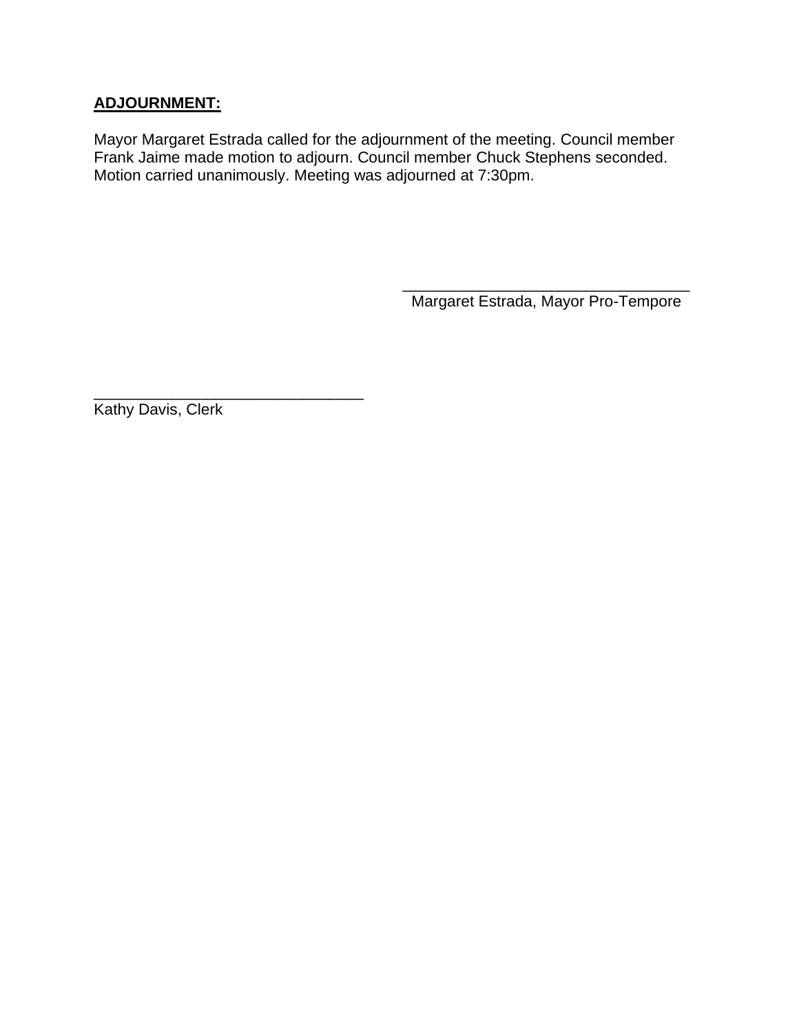**ADJOURNMENT:**

Mayor Margaret Estrada called for the adjournment of the meeting. Council member Frank Jaime made motion to adjourn. Council member Chuck Stephens seconded. Motion carried unanimously. Meeting was adjourned at 7:30pm.

\_\_\_\_\_\_\_\_\_\_\_\_\_\_\_\_\_\_\_\_\_\_\_\_\_\_\_\_\_\_\_\_\_\_\_
Margaret Estrada, Mayor Pro-Tempore

\_\_\_\_\_\_\_\_\_\_\_\_\_\_\_\_\_\_\_\_\_\_\_\_\_\_\_\_\_\_\_\_\_
Kathy Davis, Clerk